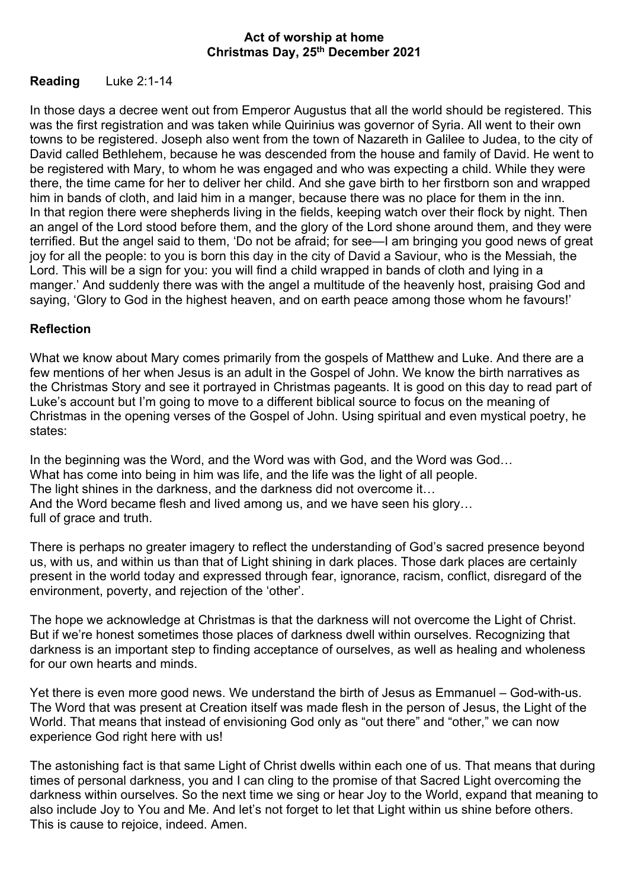# Act of worship at home
## Christmas Day, 25th December 2021

**Reading** Luke 2:1-14

In those days a decree went out from Emperor Augustus that all the world should be registered. This was the first registration and was taken while Quirinius was governor of Syria. All went to their own towns to be registered. Joseph also went from the town of Nazareth in Galilee to Judea, to the city of David called Bethlehem, because he was descended from the house and family of David. He went to be registered with Mary, to whom he was engaged and who was expecting a child. While they were there, the time came for her to deliver her child. And she gave birth to her firstborn son and wrapped him in bands of cloth, and laid him in a manger, because there was no place for them in the inn. In that region there were shepherds living in the fields, keeping watch over their flock by night. Then an angel of the Lord stood before them, and the glory of the Lord shone around them, and they were terrified. But the angel said to them, 'Do not be afraid; for see—I am bringing you good news of great joy for all the people: to you is born this day in the city of David a Saviour, who is the Messiah, the Lord. This will be a sign for you: you will find a child wrapped in bands of cloth and lying in a manger.' And suddenly there was with the angel a multitude of the heavenly host, praising God and saying, 'Glory to God in the highest heaven, and on earth peace among those whom he favours!'

## Reflection

What we know about Mary comes primarily from the gospels of Matthew and Luke. And there are a few mentions of her when Jesus is an adult in the Gospel of John. We know the birth narratives as the Christmas Story and see it portrayed in Christmas pageants. It is good on this day to read part of Luke's account but I'm going to move to a different biblical source to focus on the meaning of Christmas in the opening verses of the Gospel of John. Using spiritual and even mystical poetry, he states:

In the beginning was the Word, and the Word was with God, and the Word was God…
What has come into being in him was life, and the life was the light of all people.
The light shines in the darkness, and the darkness did not overcome it…
And the Word became flesh and lived among us, and we have seen his glory…
full of grace and truth.

There is perhaps no greater imagery to reflect the understanding of God's sacred presence beyond us, with us, and within us than that of Light shining in dark places. Those dark places are certainly present in the world today and expressed through fear, ignorance, racism, conflict, disregard of the environment, poverty, and rejection of the 'other'.

The hope we acknowledge at Christmas is that the darkness will not overcome the Light of Christ. But if we're honest sometimes those places of darkness dwell within ourselves. Recognizing that darkness is an important step to finding acceptance of ourselves, as well as healing and wholeness for our own hearts and minds.

Yet there is even more good news. We understand the birth of Jesus as Emmanuel – God-with-us. The Word that was present at Creation itself was made flesh in the person of Jesus, the Light of the World. That means that instead of envisioning God only as "out there" and "other," we can now experience God right here with us!

The astonishing fact is that same Light of Christ dwells within each one of us. That means that during times of personal darkness, you and I can cling to the promise of that Sacred Light overcoming the darkness within ourselves. So the next time we sing or hear Joy to the World, expand that meaning to also include Joy to You and Me. And let's not forget to let that Light within us shine before others. This is cause to rejoice, indeed. Amen.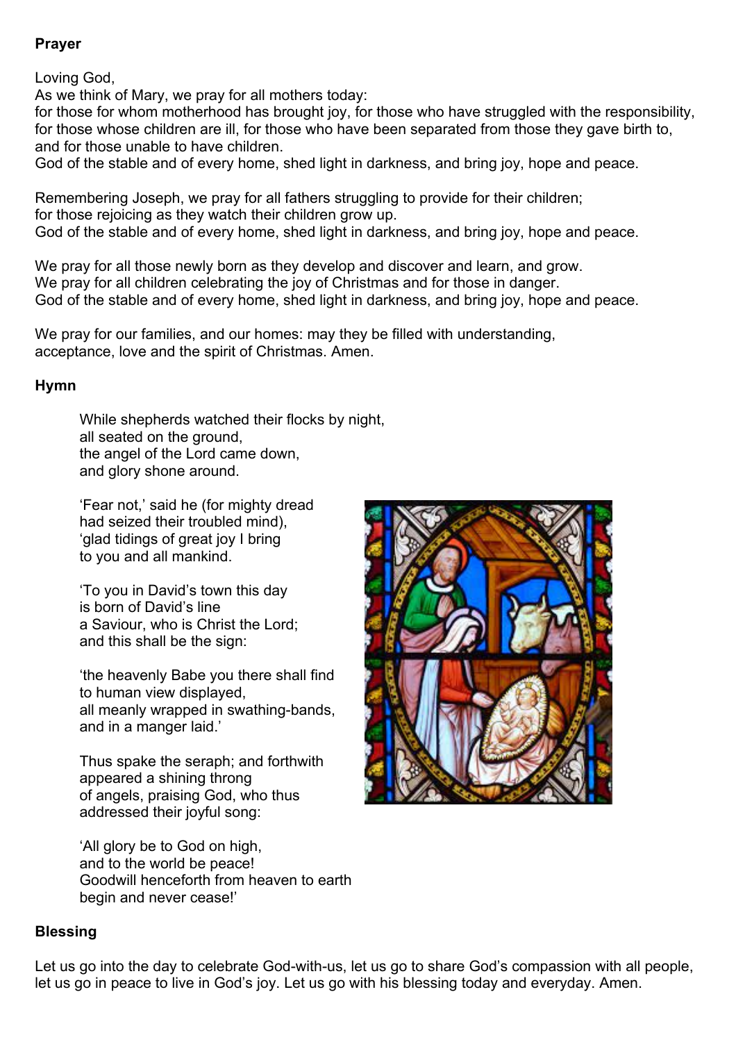**Prayer**

Loving God,
As we think of Mary, we pray for all mothers today:
for those for whom motherhood has brought joy, for those who have struggled with the responsibility, for those whose children are ill, for those who have been separated from those they gave birth to, and for those unable to have children.
God of the stable and of every home, shed light in darkness, and bring joy, hope and peace.

Remembering Joseph, we pray for all fathers struggling to provide for their children;
for those rejoicing as they watch their children grow up.
God of the stable and of every home, shed light in darkness, and bring joy, hope and peace.

We pray for all those newly born as they develop and discover and learn, and grow.
We pray for all children celebrating the joy of Christmas and for those in danger.
God of the stable and of every home, shed light in darkness, and bring joy, hope and peace.

We pray for our families, and our homes: may they be filled with understanding, acceptance, love and the spirit of Christmas. Amen.

**Hymn**

While shepherds watched their flocks by night,
all seated on the ground,
the angel of the Lord came down,
and glory shone around.

'Fear not,' said he (for mighty dread
had seized their troubled mind),
'glad tidings of great joy I bring
to you and all mankind.

'To you in David's town this day
is born of David's line
a Saviour, who is Christ the Lord;
and this shall be the sign:

'the heavenly Babe you there shall find
to human view displayed,
all meanly wrapped in swathing-bands,
and in a manger laid.'

Thus spake the seraph; and forthwith
appeared a shining throng
of angels, praising God, who thus
addressed their joyful song:

'All glory be to God on high,
and to the world be peace!
Goodwill henceforth from heaven to earth
begin and never cease!'

**Blessing**

Let us go into the day to celebrate God-with-us, let us go to share God's compassion with all people, let us go in peace to live in God's joy. Let us go with his blessing today and everyday. Amen.